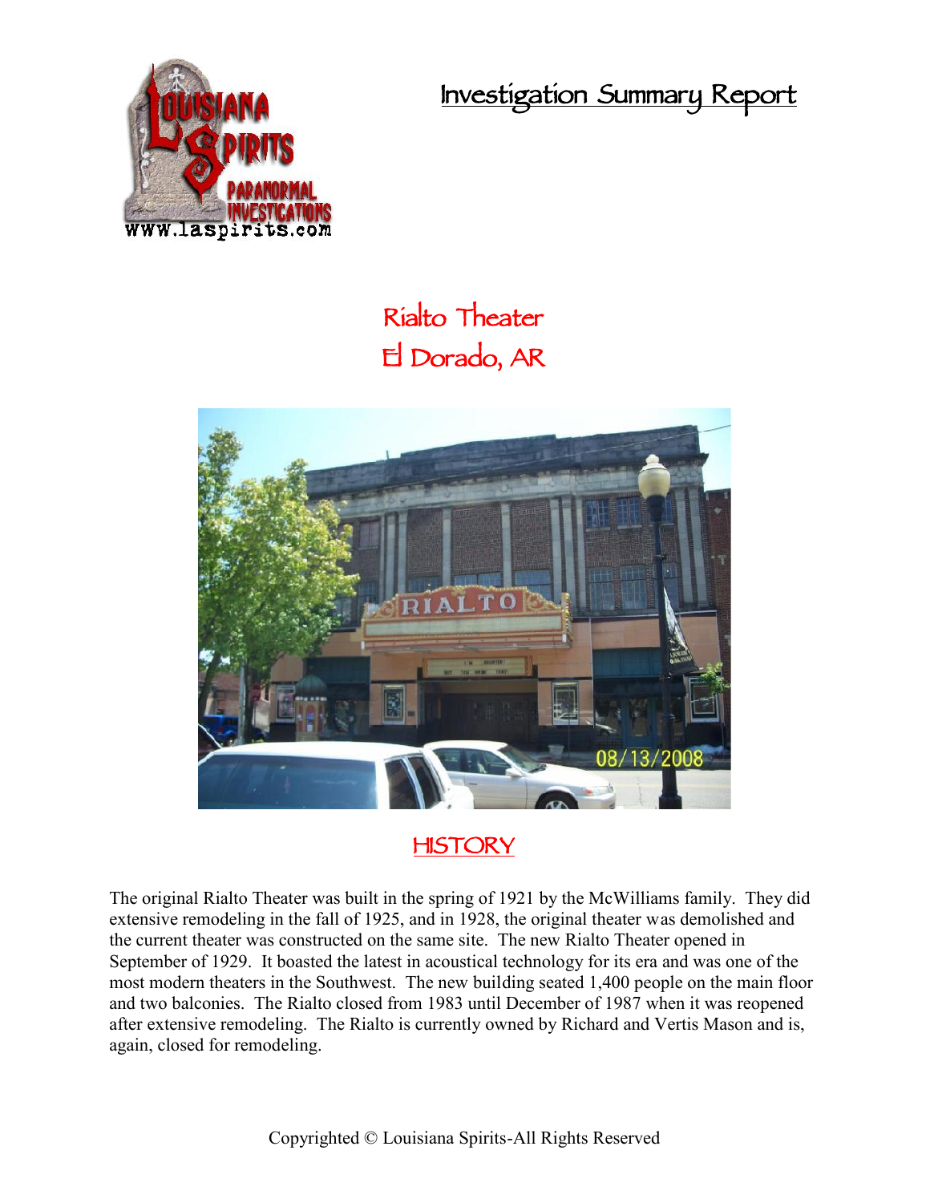# Investigation Summary Report

## Rialto Theater
## El Dorado, AR

## HISTORY

The original Rialto Theater was built in the spring of 1921 by the McWilliams family. They did extensive remodeling in the fall of 1925, and in 1928, the original theater was demolished and the current theater was constructed on the same site. The new Rialto Theater opened in September of 1929. It boasted the latest in acoustical technology for its era and was one of the most modern theaters in the Southwest. The new building seated 1,400 people on the main floor and two balconies. The Rialto closed from 1983 until December of 1987 when it was reopened after extensive remodeling. The Rialto is currently owned by Richard and Vertis Mason and is, again, closed for remodeling.

Copyrighted © Louisiana Spirits-All Rights Reserved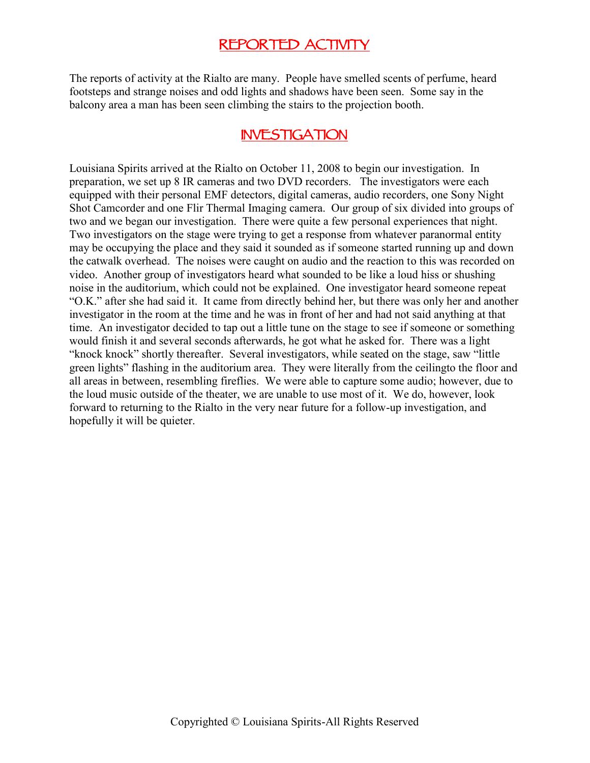## REPORTED ACTIVITY

The reports of activity at the Rialto are many. People have smelled scents of perfume, heard footsteps and strange noises and odd lights and shadows have been seen. Some say in the balcony area a man has been seen climbing the stairs to the projection booth.

## INVESTIGATION

Louisiana Spirits arrived at the Rialto on October 11, 2008 to begin our investigation. In preparation, we set up 8 IR cameras and two DVD recorders. The investigators were each equipped with their personal EMF detectors, digital cameras, audio recorders, one Sony Night Shot Camcorder and one Flir Thermal Imaging camera. Our group of six divided into groups of two and we began our investigation. There were quite a few personal experiences that night. Two investigators on the stage were trying to get a response from whatever paranormal entity may be occupying the place and they said it sounded as if someone started running up and down the catwalk overhead. The noises were caught on audio and the reaction to this was recorded on video. Another group of investigators heard what sounded to be like a loud hiss or shushing noise in the auditorium, which could not be explained. One investigator heard someone repeat "O.K." after she had said it. It came from directly behind her, but there was only her and another investigator in the room at the time and he was in front of her and had not said anything at that time. An investigator decided to tap out a little tune on the stage to see if someone or something would finish it and several seconds afterwards, he got what he asked for. There was a light "knock knock" shortly thereafter. Several investigators, while seated on the stage, saw "little green lights" flashing in the auditorium area. They were literally from the ceilingto the floor and all areas in between, resembling fireflies. We were able to capture some audio; however, due to the loud music outside of the theater, we are unable to use most of it. We do, however, look forward to returning to the Rialto in the very near future for a follow-up investigation, and hopefully it will be quieter.

Copyrighted © Louisiana Spirits-All Rights Reserved